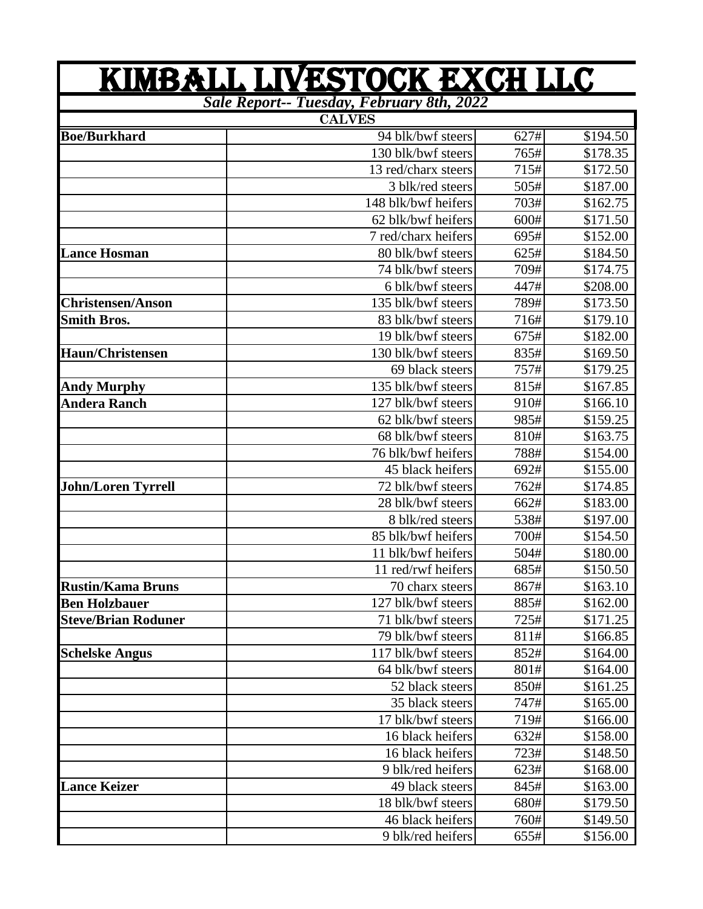# KIMBALL LIVESTOCK EXCH LLC

***Sale Report-- Tuesday, February 8th, 2022***

**CALVES**

| | | | |
|---|---|---|---|
| **Boe/Burkhard** | 94 blk/bwf steers | 627# | $194.50 |
| | 130 blk/bwf steers | 765# | $178.35 |
| | 13 red/charx steers | 715# | $172.50 |
| | 3 blk/red steers | 505# | $187.00 |
| | 148 blk/bwf heifers | 703# | $162.75 |
| | 62 blk/bwf heifers | 600# | $171.50 |
| | 7 red/charx heifers | 695# | $152.00 |
| **Lance Hosman** | 80 blk/bwf steers | 625# | $184.50 |
| | 74 blk/bwf steers | 709# | $174.75 |
| | 6 blk/bwf steers | 447# | $208.00 |
| **Christensen/Anson** | 135 blk/bwf steers | 789# | $173.50 |
| **Smith Bros.** | 83 blk/bwf steers | 716# | $179.10 |
| | 19 blk/bwf steers | 675# | $182.00 |
| **Haun/Christensen** | 130 blk/bwf steers | 835# | $169.50 |
| | 69 black steers | 757# | $179.25 |
| **Andy Murphy** | 135 blk/bwf steers | 815# | $167.85 |
| **Andera Ranch** | 127 blk/bwf steers | 910# | $166.10 |
| | 62 blk/bwf steers | 985# | $159.25 |
| | 68 blk/bwf steers | 810# | $163.75 |
| | 76 blk/bwf heifers | 788# | $154.00 |
| | 45 black heifers | 692# | $155.00 |
| **John/Loren Tyrrell** | 72 blk/bwf steers | 762# | $174.85 |
| | 28 blk/bwf steers | 662# | $183.00 |
| | 8 blk/red steers | 538# | $197.00 |
| | 85 blk/bwf heifers | 700# | $154.50 |
| | 11 blk/bwf heifers | 504# | $180.00 |
| | 11 red/rwf heifers | 685# | $150.50 |
| **Rustin/Kama Bruns** | 70 charx steers | 867# | $163.10 |
| **Ben Holzbauer** | 127 blk/bwf steers | 885# | $162.00 |
| **Steve/Brian Roduner** | 71 blk/bwf steers | 725# | $171.25 |
| | 79 blk/bwf steers | 811# | $166.85 |
| **Schelske Angus** | 117 blk/bwf steers | 852# | $164.00 |
| | 64 blk/bwf steers | 801# | $164.00 |
| | 52 black steers | 850# | $161.25 |
| | 35 black steers | 747# | $165.00 |
| | 17 blk/bwf steers | 719# | $166.00 |
| | 16 black heifers | 632# | $158.00 |
| | 16 black heifers | 723# | $148.50 |
| | 9 blk/red heifers | 623# | $168.00 |
| **Lance Keizer** | 49 black steers | 845# | $163.00 |
| | 18 blk/bwf steers | 680# | $179.50 |
| | 46 black heifers | 760# | $149.50 |
| | 9 blk/red heifers | 655# | $156.00 |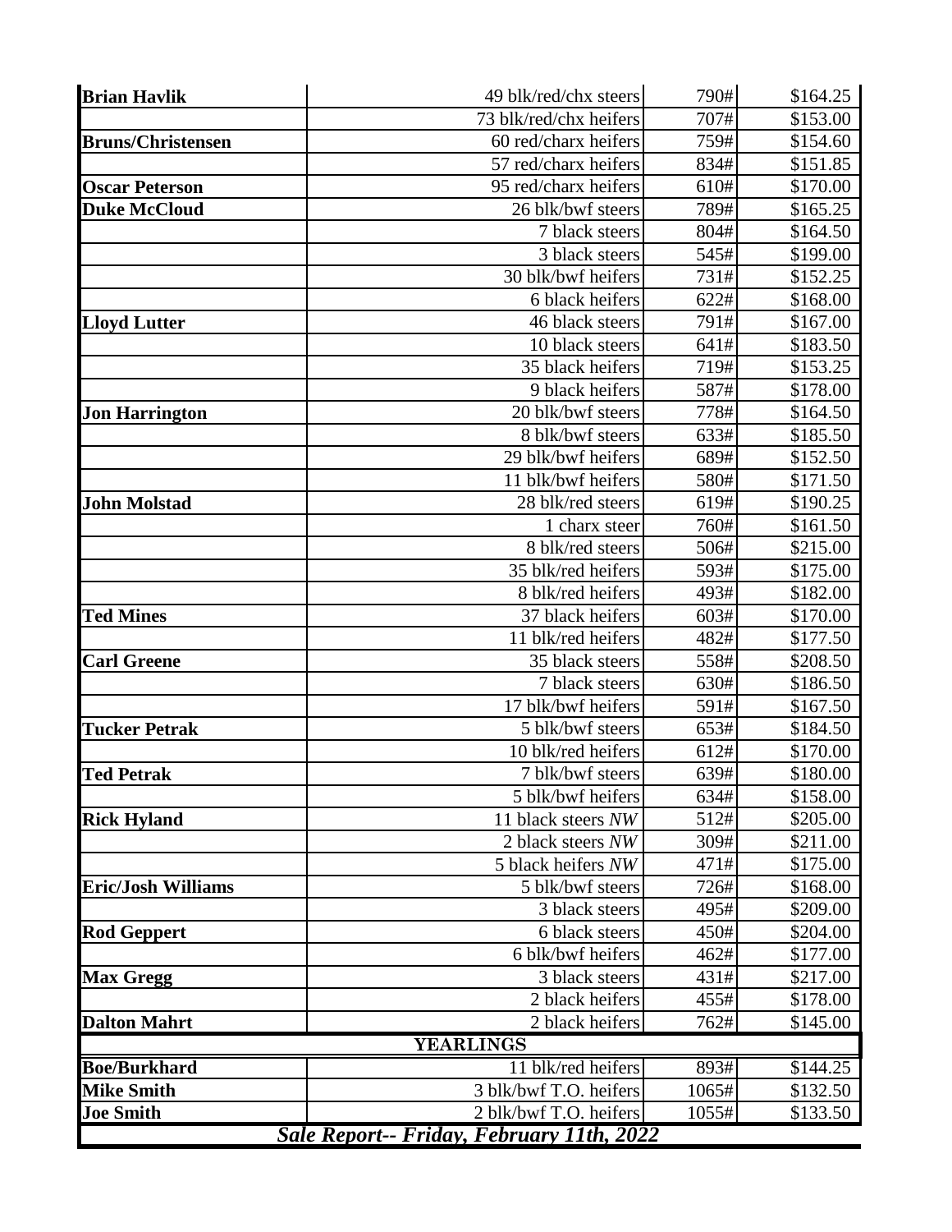| | | | |
|---|---|---|---|
| **Brian Havlik** | 49 blk/red/chx steers | 790# | $164.25 |
| | 73 blk/red/chx heifers | 707# | $153.00 |
| **Bruns/Christensen** | 60 red/charx heifers | 759# | $154.60 |
| | 57 red/charx heifers | 834# | $151.85 |
| **Oscar Peterson** | 95 red/charx heifers | 610# | $170.00 |
| **Duke McCloud** | 26 blk/bwf steers | 789# | $165.25 |
| | 7 black steers | 804# | $164.50 |
| | 3 black steers | 545# | $199.00 |
| | 30 blk/bwf heifers | 731# | $152.25 |
| | 6 black heifers | 622# | $168.00 |
| **Lloyd Lutter** | 46 black steers | 791# | $167.00 |
| | 10 black steers | 641# | $183.50 |
| | 35 black heifers | 719# | $153.25 |
| | 9 black heifers | 587# | $178.00 |
| **Jon Harrington** | 20 blk/bwf steers | 778# | $164.50 |
| | 8 blk/bwf steers | 633# | $185.50 |
| | 29 blk/bwf heifers | 689# | $152.50 |
| | 11 blk/bwf heifers | 580# | $171.50 |
| **John Molstad** | 28 blk/red steers | 619# | $190.25 |
| | 1 charx steer | 760# | $161.50 |
| | 8 blk/red steers | 506# | $215.00 |
| | 35 blk/red heifers | 593# | $175.00 |
| | 8 blk/red heifers | 493# | $182.00 |
| **Ted Mines** | 37 black heifers | 603# | $170.00 |
| | 11 blk/red heifers | 482# | $177.50 |
| **Carl Greene** | 35 black steers | 558# | $208.50 |
| | 7 black steers | 630# | $186.50 |
| | 17 blk/bwf heifers | 591# | $167.50 |
| **Tucker Petrak** | 5 blk/bwf steers | 653# | $184.50 |
| | 10 blk/red heifers | 612# | $170.00 |
| **Ted Petrak** | 7 blk/bwf steers | 639# | $180.00 |
| | 5 blk/bwf heifers | 634# | $158.00 |
| **Rick Hyland** | 11 black steers *NW* | 512# | $205.00 |
| | 2 black steers *NW* | 309# | $211.00 |
| | 5 black heifers *NW* | 471# | $175.00 |
| **Eric/Josh Williams** | 5 blk/bwf steers | 726# | $168.00 |
| | 3 black steers | 495# | $209.00 |
| **Rod Geppert** | 6 black steers | 450# | $204.00 |
| | 6 blk/bwf heifers | 462# | $177.00 |
| **Max Gregg** | 3 black steers | 431# | $217.00 |
| | 2 black heifers | 455# | $178.00 |
| **Dalton Mahrt** | 2 black heifers | 762# | $145.00 |
| | **YEARLINGS** | | |
| **Boe/Burkhard** | 11 blk/red heifers | 893# | $144.25 |
| **Mike Smith** | 3 blk/bwf T.O. heifers | 1065# | $132.50 |
| **Joe Smith** | 2 blk/bwf T.O. heifers | 1055# | $133.50 |

***Sale Report-- Friday, February 11th, 2022***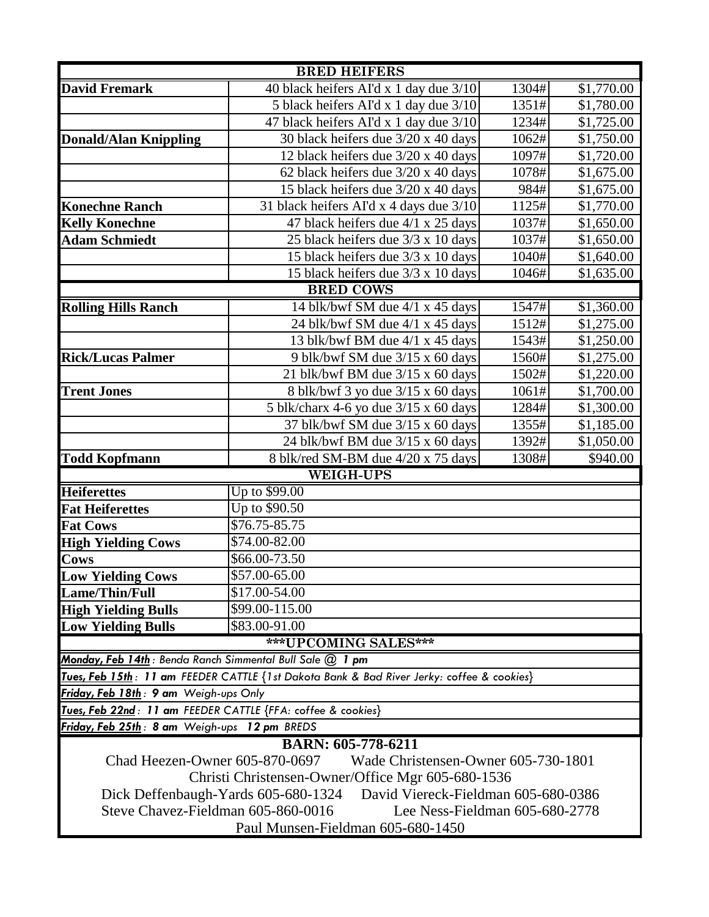| BRED HEIFERS | | | |
|---|---|---|---|
| **David Fremark** | 40 black heifers AI'd x 1 day due 3/10 | 1304# | $1,770.00 |
| | 5 black heifers AI'd x 1 day due 3/10 | 1351# | $1,780.00 |
| | 47 black heifers AI'd x 1 day due 3/10 | 1234# | $1,725.00 |
| **Donald/Alan Knippling** | 30 black heifers due 3/20 x 40 days | 1062# | $1,750.00 |
| | 12 black heifers due 3/20 x 40 days | 1097# | $1,720.00 |
| | 62 black heifers due 3/20 x 40 days | 1078# | $1,675.00 |
| | 15 black heifers due 3/20 x 40 days | 984# | $1,675.00 |
| **Konechne Ranch** | 31 black heifers AI'd x 4 days due 3/10 | 1125# | $1,770.00 |
| **Kelly Konechne** | 47 black heifers due 4/1 x 25 days | 1037# | $1,650.00 |
| **Adam Schmiedt** | 25 black heifers due 3/3 x 10 days | 1037# | $1,650.00 |
| | 15 black heifers due 3/3 x 10 days | 1040# | $1,640.00 |
| | 15 black heifers due 3/3 x 10 days | 1046# | $1,635.00 |
| **BRED COWS** | | | |
| **Rolling Hills Ranch** | 14 blk/bwf SM due 4/1 x 45 days | 1547# | $1,360.00 |
| | 24 blk/bwf SM due 4/1 x 45 days | 1512# | $1,275.00 |
| | 13 blk/bwf BM due 4/1 x 45 days | 1543# | $1,250.00 |
| **Rick/Lucas Palmer** | 9 blk/bwf SM due 3/15 x 60 days | 1560# | $1,275.00 |
| | 21 blk/bwf BM due 3/15 x 60 days | 1502# | $1,220.00 |
| **Trent Jones** | 8 blk/bwf 3 yo due 3/15 x 60 days | 1061# | $1,700.00 |
| | 5 blk/charx 4-6 yo due 3/15 x 60 days | 1284# | $1,300.00 |
| | 37 blk/bwf SM due 3/15 x 60 days | 1355# | $1,185.00 |
| | 24 blk/bwf BM due 3/15 x 60 days | 1392# | $1,050.00 |
| **Todd Kopfmann** | 8 blk/red SM-BM due 4/20 x 75 days | 1308# | $940.00 |

| WEIGH-UPS | |
|---|---|
| **Heiferettes** | Up to $99.00 |
| **Fat Heiferettes** | Up to $90.50 |
| **Fat Cows** | $76.75-85.75 |
| **High Yielding Cows** | $74.00-82.00 |
| **Cows** | $66.00-73.50 |
| **Low Yielding Cows** | $57.00-65.00 |
| **Lame/Thin/Full** | $17.00-54.00 |
| **High Yielding Bulls** | $99.00-115.00 |
| **Low Yielding Bulls** | $83.00-91.00 |

## ***UPCOMING SALES***

***Monday, Feb 14th***: *Benda Ranch Simmental Bull Sale @ **1 pm***

***Tues, Feb 15th***: ***11 am** FEEDER CATTLE {1st Dakota Bank & Bad River Jerky: coffee & cookies}*

***Friday, Feb 18th***: ***9 am** Weigh-ups Only*

***Tues, Feb 22nd***: ***11 am** FEEDER CATTLE {FFA: coffee & cookies}*

***Friday, Feb 25th***: ***8 am** Weigh-ups **12 pm** BREDS*

**BARN: 605-778-6211**

Chad Heezen-Owner 605-870-0697 Wade Christensen-Owner 605-730-1801

Christi Christensen-Owner/Office Mgr 605-680-1536

Dick Deffenbaugh-Yards 605-680-1324 David Viereck-Fieldman 605-680-0386

Steve Chavez-Fieldman 605-860-0016 Lee Ness-Fieldman 605-680-2778

Paul Munsen-Fieldman 605-680-1450